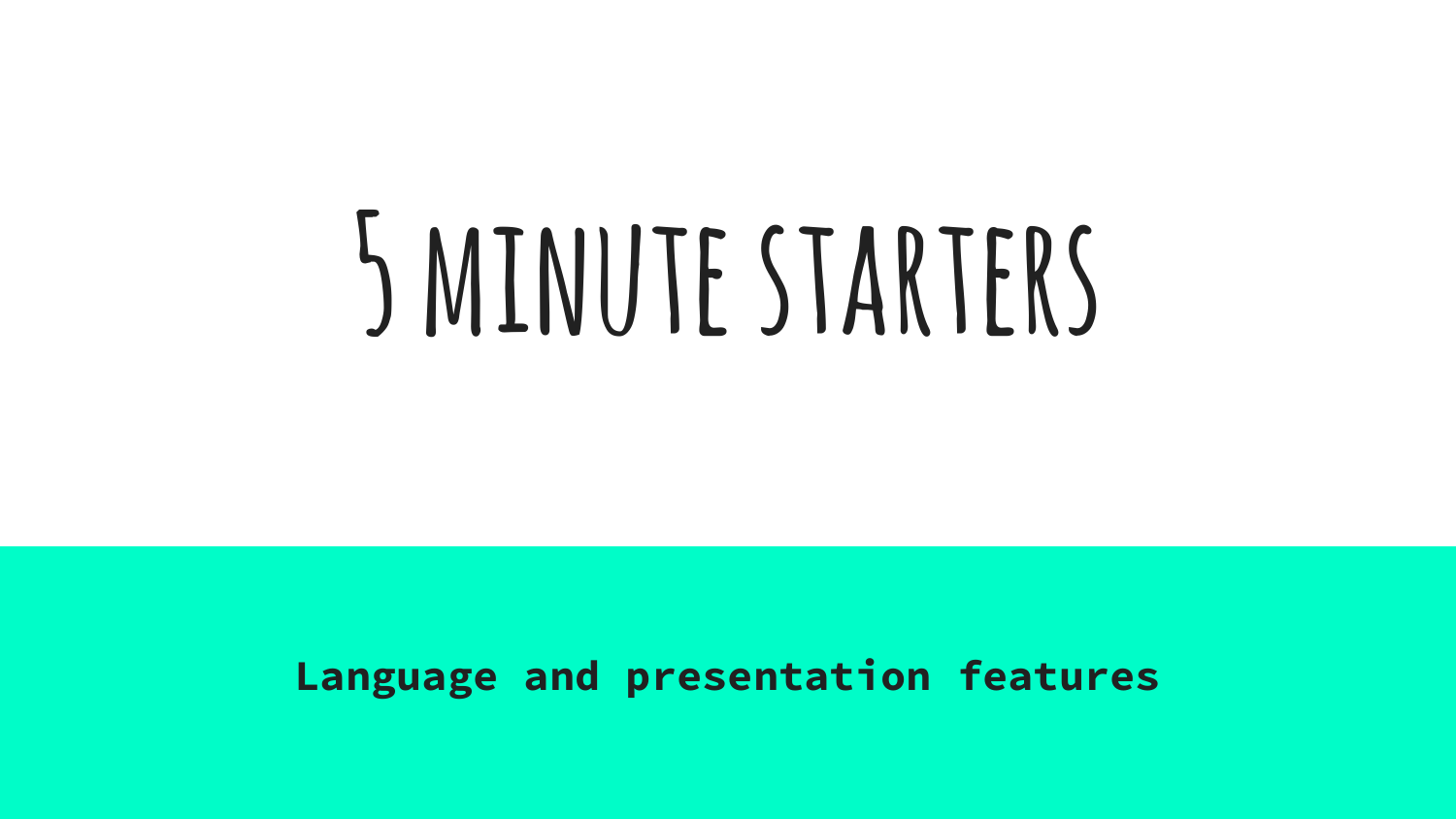# 5 minute starters

**Language and presentation features**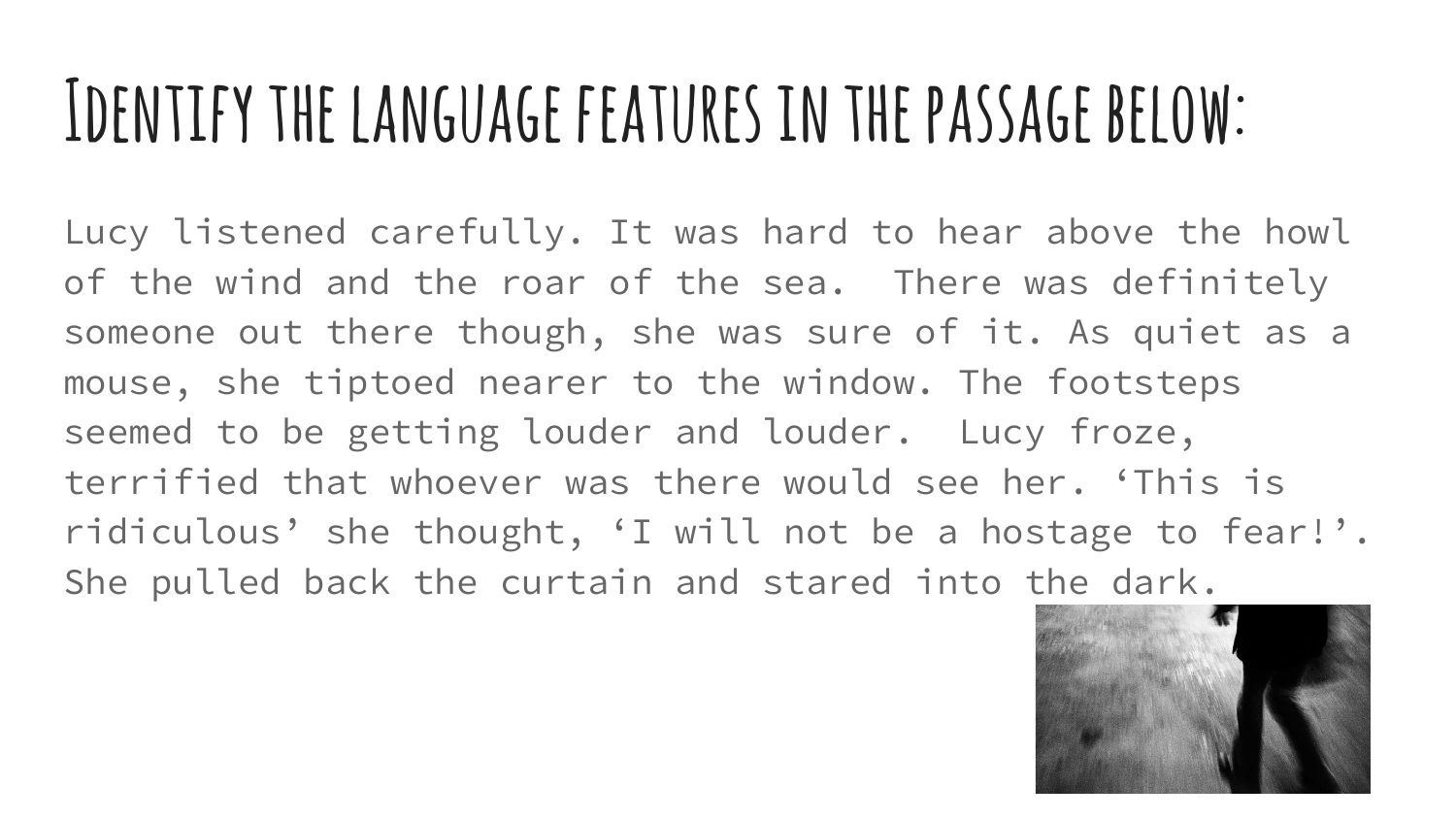# Identify the language features in the passage below:

Lucy listened carefully. It was hard to hear above the howl of the wind and the roar of the sea.  There was definitely someone out there though, she was sure of it. As quiet as a mouse, she tiptoed nearer to the window. The footsteps seemed to be getting louder and louder.  Lucy froze, terrified that whoever was there would see her. ‘This is ridiculous’ she thought, ‘I will not be a hostage to fear!’. She pulled back the curtain and stared into the dark.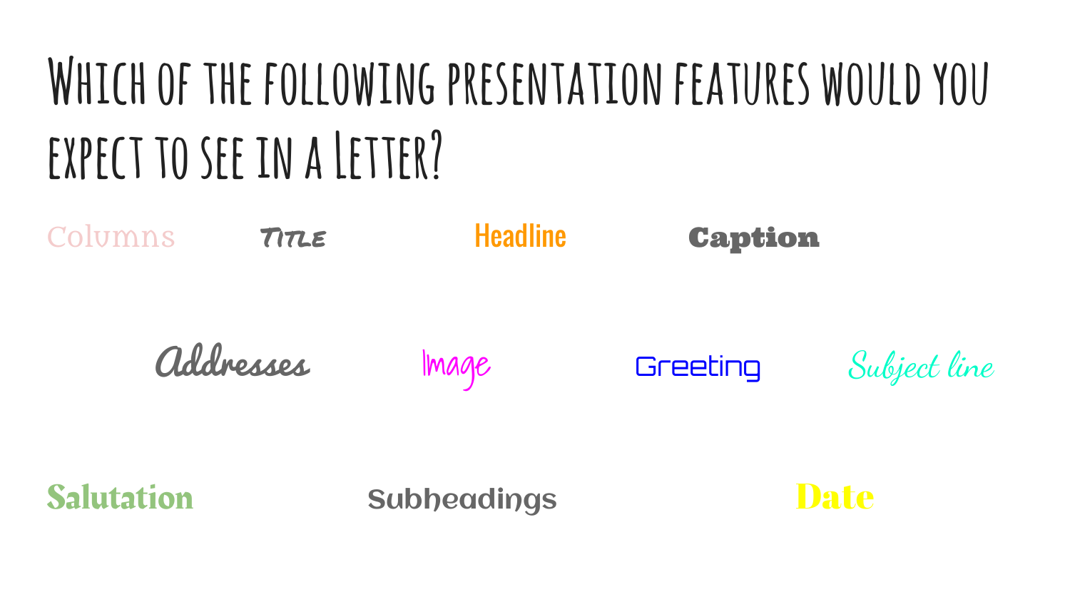# Which of the following presentation features would you expect to see in a Letter?

Columns

Title

Headline

Caption

Addresses

Image

Greeting

Subject line

Salutation

Subheadings

Date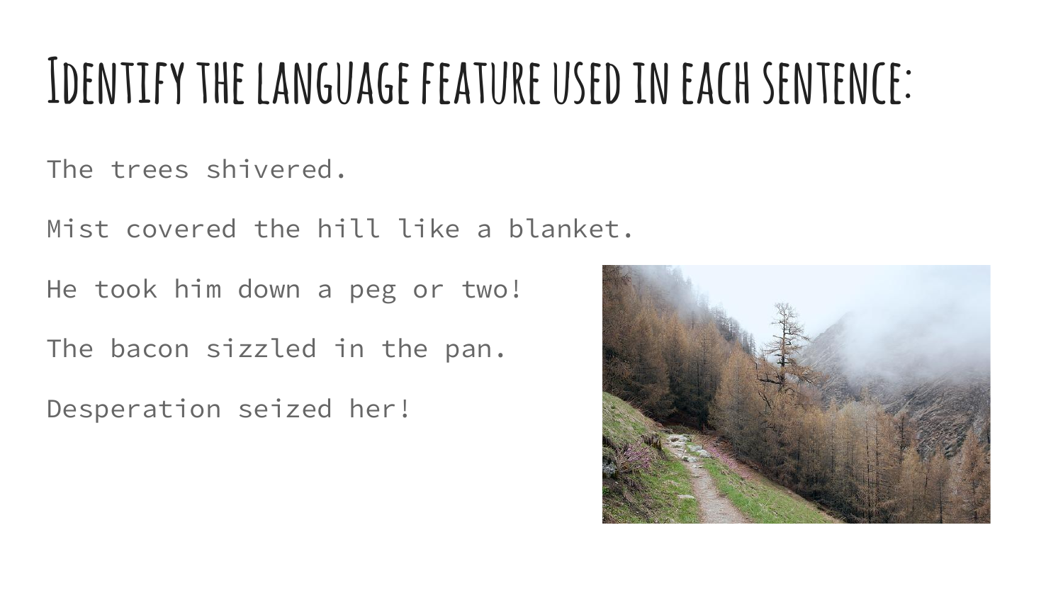# Identify the language feature used in each sentence:

The trees shivered.

Mist covered the hill like a blanket.

He took him down a peg or two!

The bacon sizzled in the pan.

Desperation seized her!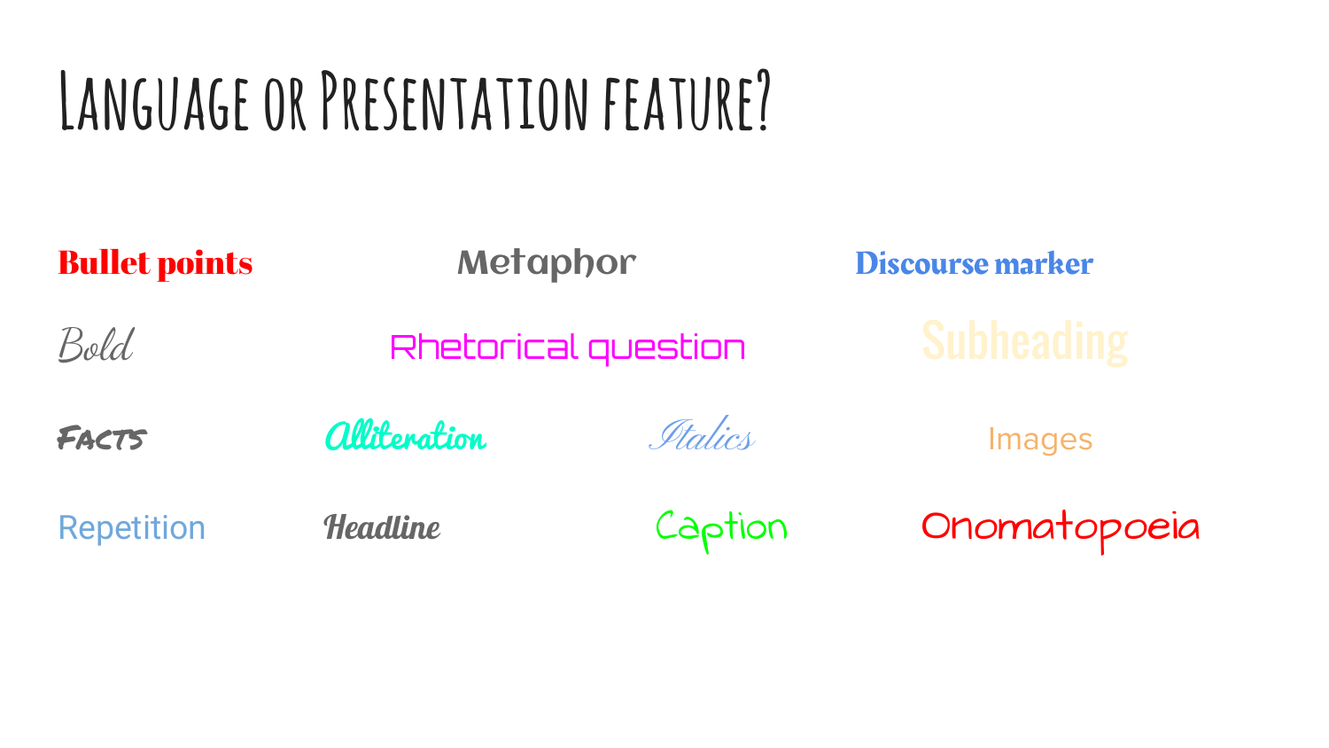# Language or Presentation feature?

Bullet points

Metaphor

Discourse marker

Bold

Rhetorical question

Subheading

Facts

Alliteration

Italics

Images

Repetition

Headline

Caption

Onomatopoeia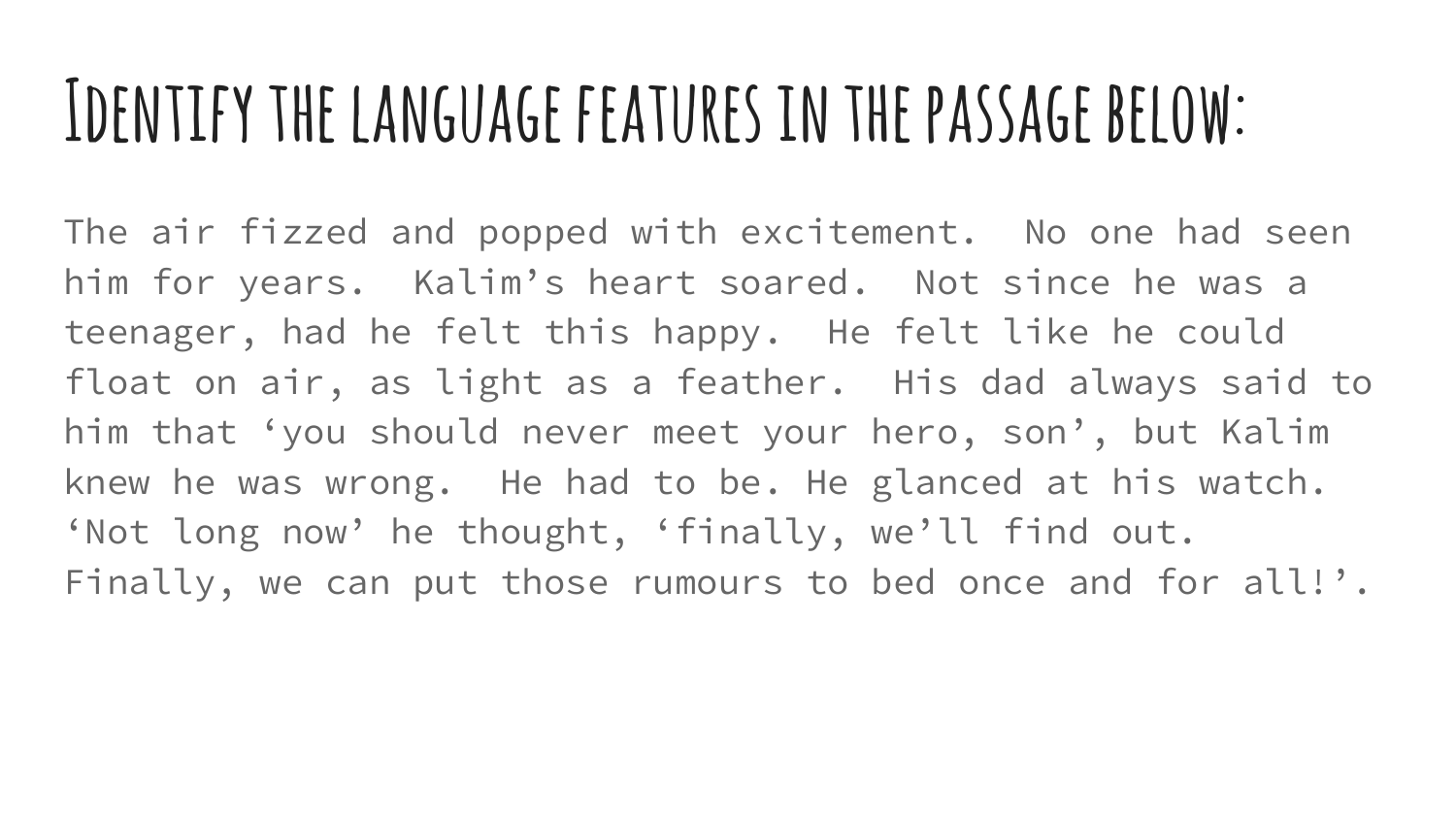# Identify the language features in the passage below:

The air fizzed and popped with excitement. No one had seen him for years. Kalim's heart soared. Not since he was a teenager, had he felt this happy. He felt like he could float on air, as light as a feather. His dad always said to him that 'you should never meet your hero, son', but Kalim knew he was wrong. He had to be. He glanced at his watch. 'Not long now' he thought, 'finally, we'll find out. Finally, we can put those rumours to bed once and for all!'.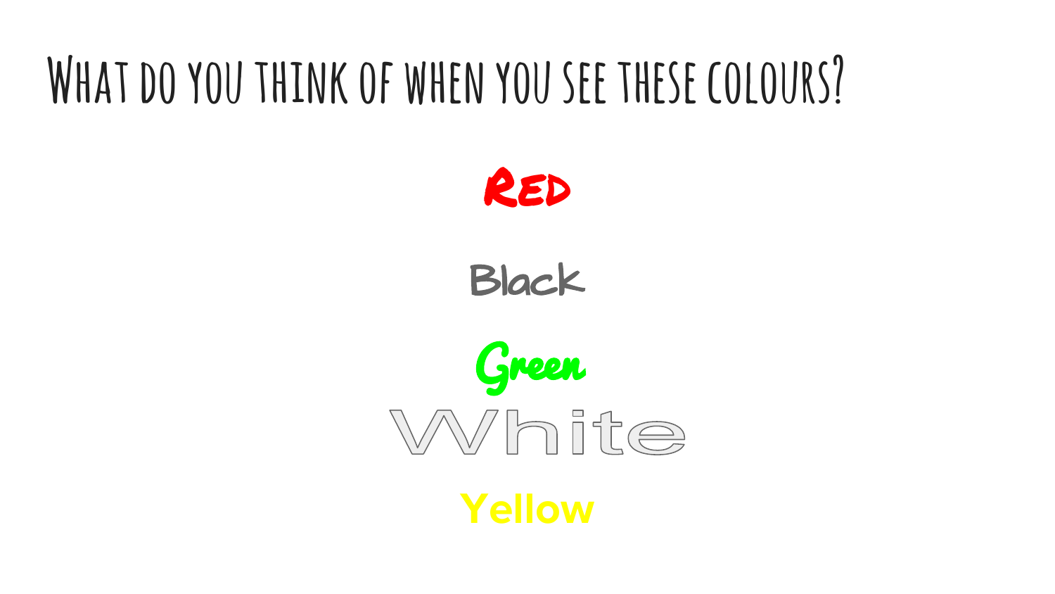# What do you think of when you see these colours?

Red

Black

Green

White

Yellow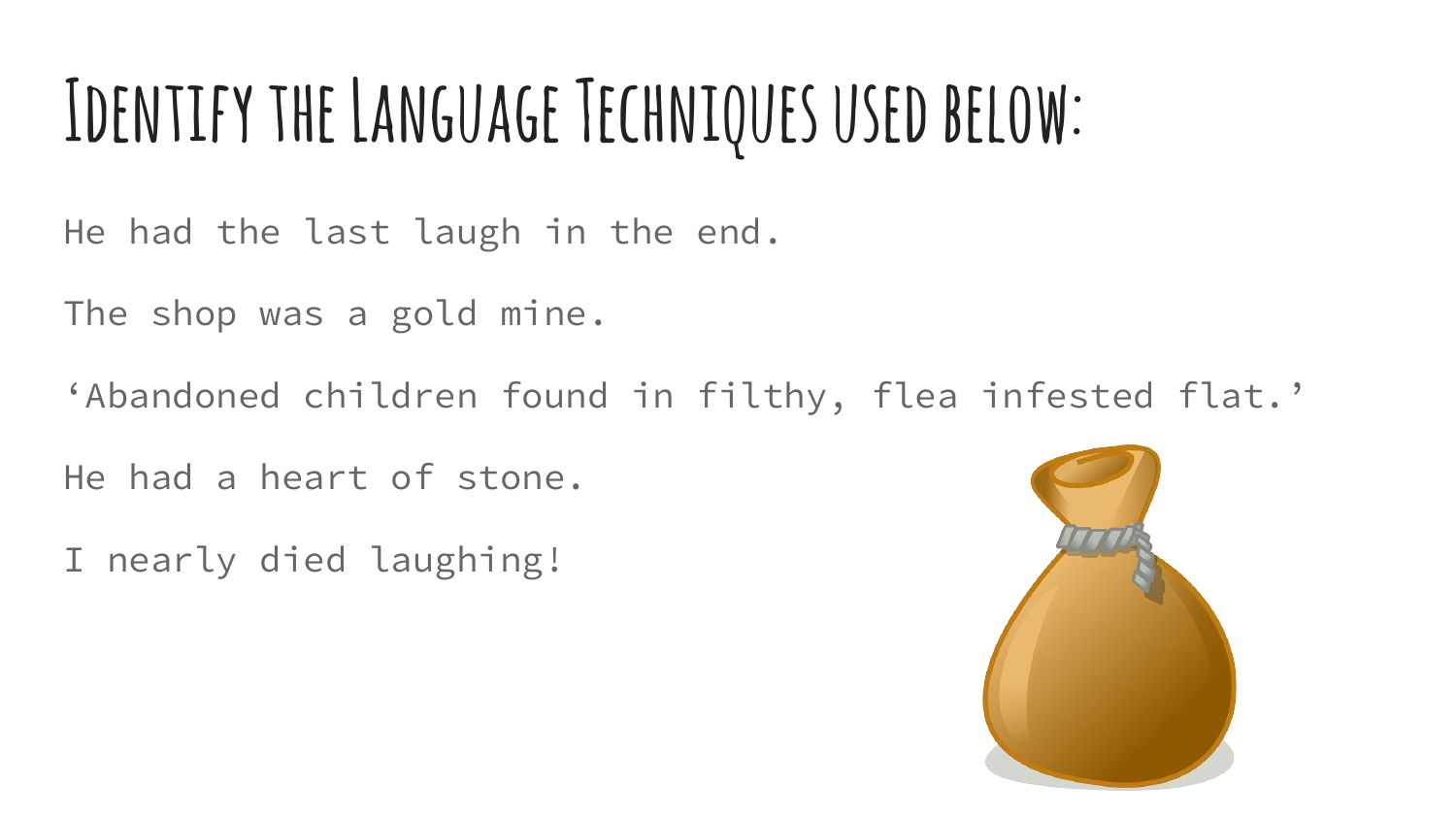# Identify the Language Techniques used below:

He had the last laugh in the end.

The shop was a gold mine.

'Abandoned children found in filthy, flea infested flat.'

He had a heart of stone.

I nearly died laughing!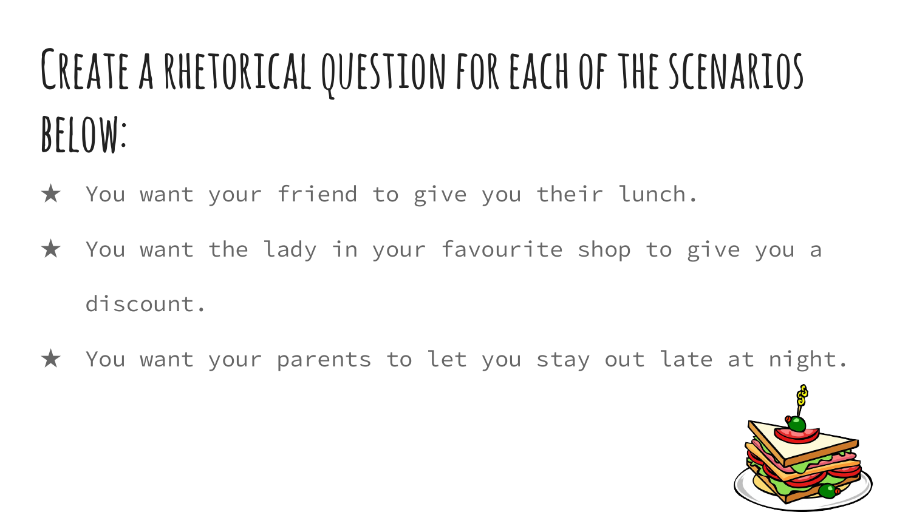# Create a rhetorical question for each of the scenarios below:

- You want your friend to give you their lunch.
- You want the lady in your favourite shop to give you a discount.
- You want your parents to let you stay out late at night.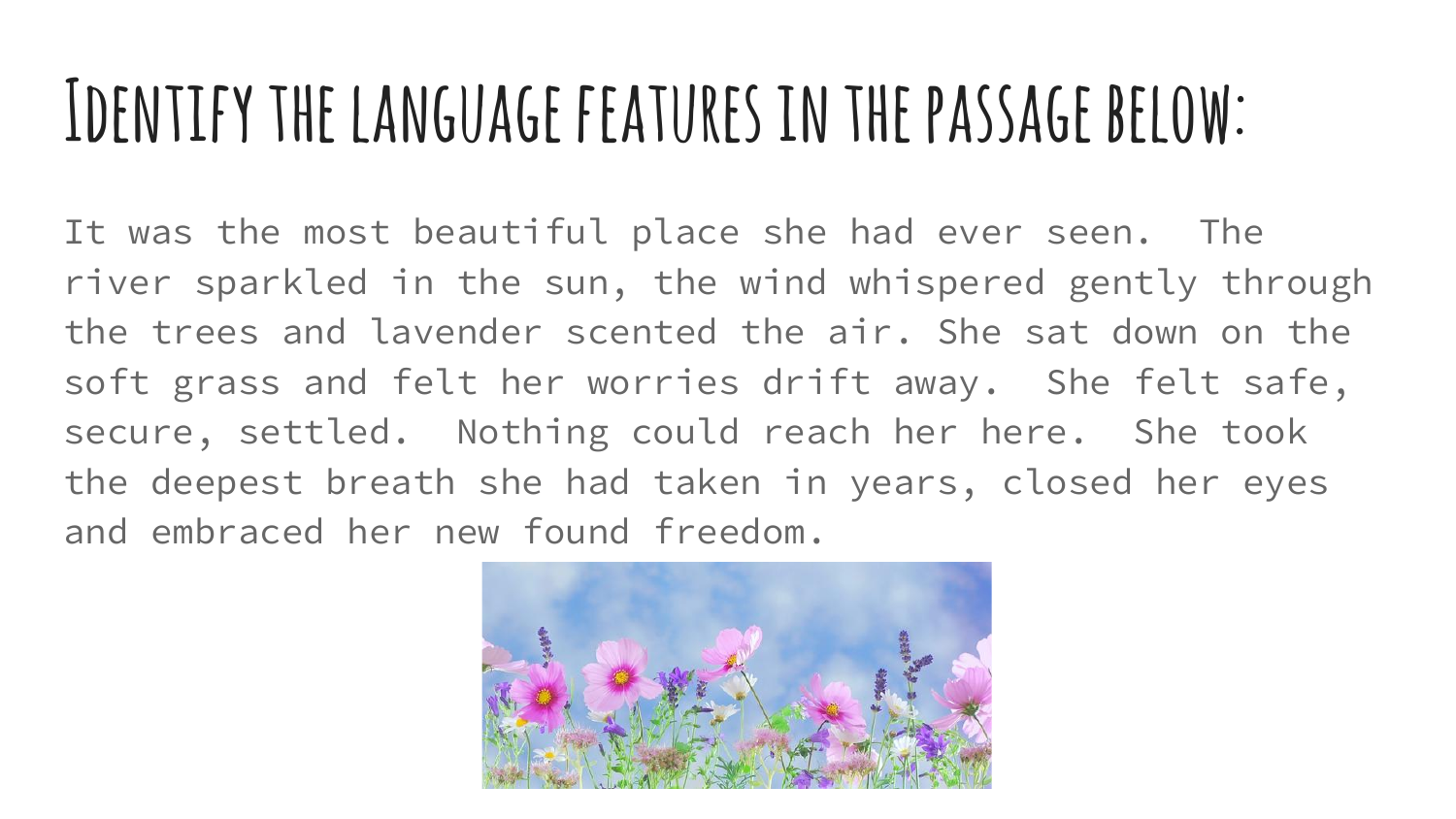# Identify the language features in the passage below:

It was the most beautiful place she had ever seen. The river sparkled in the sun, the wind whispered gently through the trees and lavender scented the air. She sat down on the soft grass and felt her worries drift away. She felt safe, secure, settled. Nothing could reach her here. She took the deepest breath she had taken in years, closed her eyes and embraced her new found freedom.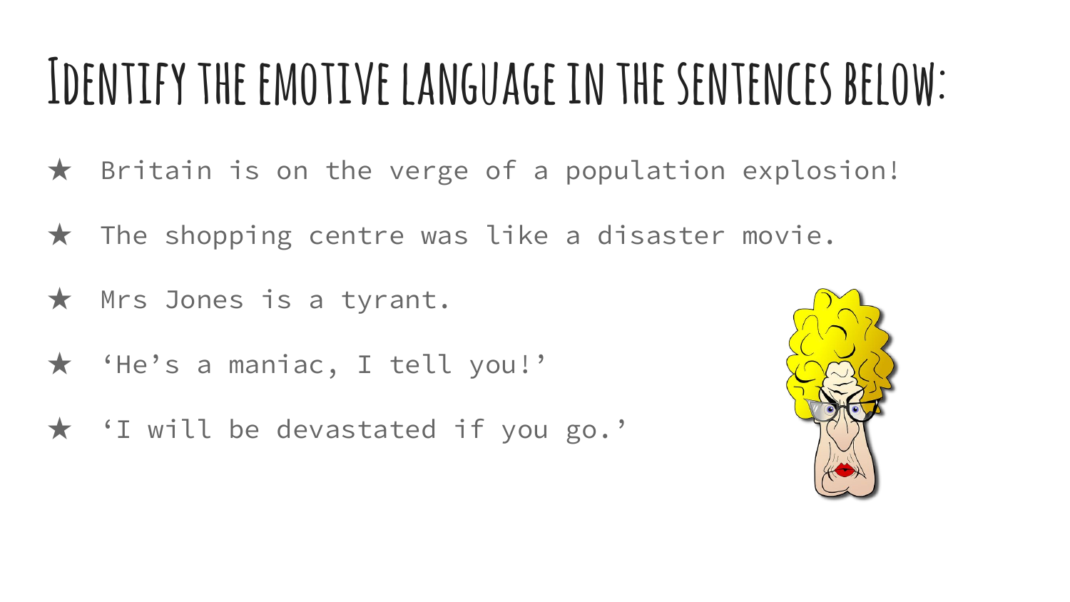# Identify the emotive language in the sentences below:

- Britain is on the verge of a population explosion!
- The shopping centre was like a disaster movie.
- Mrs Jones is a tyrant.
- ‘He’s a maniac, I tell you!’
- ‘I will be devastated if you go.’